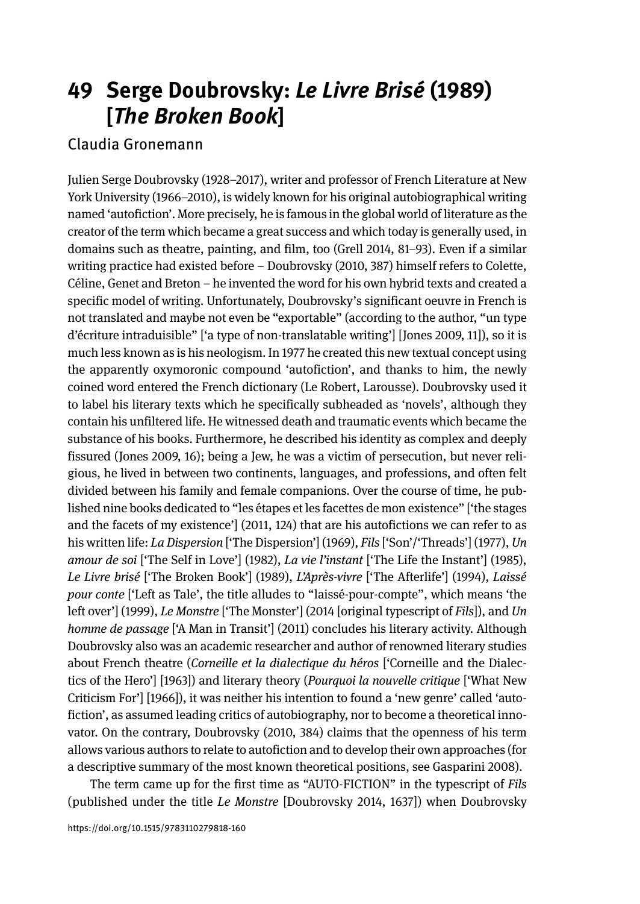# 49 Serge Doubrovsky: *Le Livre Brisé* (1989) [*The Broken Book*]

Claudia Gronemann

Julien Serge Doubrovsky (1928–2017), writer and professor of French Literature at New York University (1966–2010), is widely known for his original autobiographical writing named 'autofiction'. More precisely, he is famous in the global world of literature as the creator of the term which became a great success and which today is generally used, in domains such as theatre, painting, and film, too (Grell 2014, 81–93). Even if a similar writing practice had existed before – Doubrovsky (2010, 387) himself refers to Colette, Céline, Genet and Breton – he invented the word for his own hybrid texts and created a specific model of writing. Unfortunately, Doubrovsky's significant oeuvre in French is not translated and maybe not even be "exportable" (according to the author, "un type d'écriture intraduisible" ['a type of non-translatable writing'] [Jones 2009, 11]), so it is much less known as is his neologism. In 1977 he created this new textual concept using the apparently oxymoronic compound 'autofiction', and thanks to him, the newly coined word entered the French dictionary (Le Robert, Larousse). Doubrovsky used it to label his literary texts which he specifically subheaded as 'novels', although they contain his unfiltered life. He witnessed death and traumatic events which became the substance of his books. Furthermore, he described his identity as complex and deeply fissured (Jones 2009, 16); being a Jew, he was a victim of persecution, but never religious, he lived in between two continents, languages, and professions, and often felt divided between his family and female companions. Over the course of time, he published nine books dedicated to "les étapes et les facettes de mon existence" ['the stages and the facets of my existence'] (2011, 124) that are his autofictions we can refer to as his written life: *La Dispersion* ['The Dispersion'] (1969), *Fils* ['Son'/'Threads'] (1977), *Un amour de soi* ['The Self in Love'] (1982), *La vie l'instant* ['The Life the Instant'] (1985), *Le Livre brisé* ['The Broken Book'] (1989), *L'Après-vivre* ['The Afterlife'] (1994), *Laissé pour conte* ['Left as Tale', the title alludes to "laissé-pour-compte", which means 'the left over'] (1999), *Le Monstre* ['The Monster'] (2014 [original typescript of *Fils*]), and *Un homme de passage* ['A Man in Transit'] (2011) concludes his literary activity. Although Doubrovsky also was an academic researcher and author of renowned literary studies about French theatre (*Corneille et la dialectique du héros* ['Corneille and the Dialectics of the Hero'] [1963]) and literary theory (*Pourquoi la nouvelle critique* ['What New Criticism For'] [1966]), it was neither his intention to found a 'new genre' called 'autofiction', as assumed leading critics of autobiography, nor to become a theoretical innovator. On the contrary, Doubrovsky (2010, 384) claims that the openness of his term allows various authors to relate to autofiction and to develop their own approaches (for a descriptive summary of the most known theoretical positions, see Gasparini 2008).

The term came up for the first time as "AUTO-FICTION" in the typescript of *Fils* (published under the title *Le Monstre* [Doubrovsky 2014, 1637]) when Doubrovsky

https://doi.org/10.1515/9783110279818-160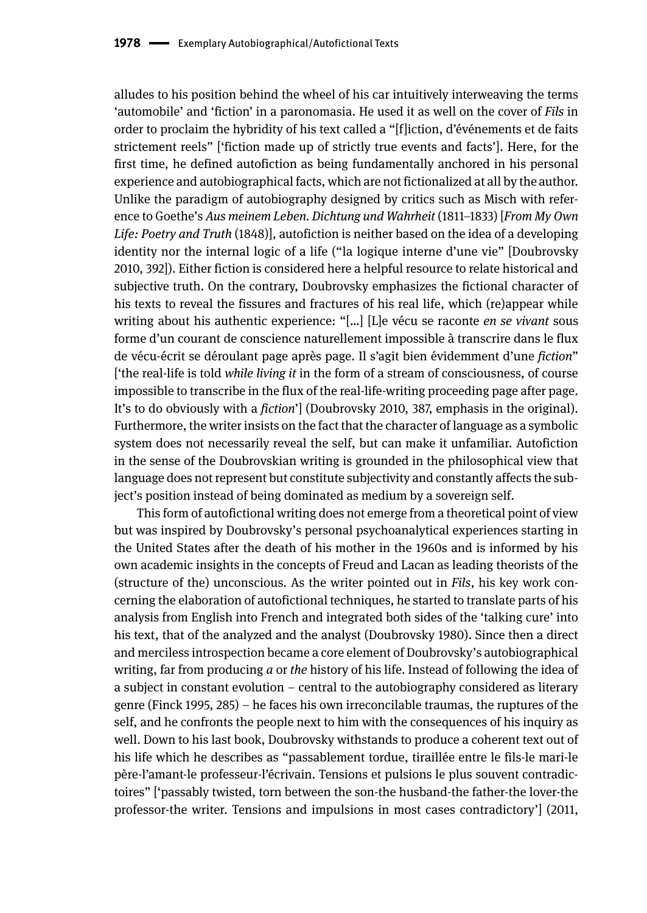alludes to his position behind the wheel of his car intuitively interweaving the terms 'automobile' and 'fiction' in a paronomasia. He used it as well on the cover of *Fils* in order to proclaim the hybridity of his text called a "[f]iction, d'événements et de faits strictement reels" ['fiction made up of strictly true events and facts']. Here, for the first time, he defined autofiction as being fundamentally anchored in his personal experience and autobiographical facts, which are not fictionalized at all by the author. Unlike the paradigm of autobiography designed by critics such as Misch with reference to Goethe's *Aus meinem Leben. Dichtung und Wahrheit* (1811–1833) [*From My Own Life: Poetry and Truth* (1848)], autofiction is neither based on the idea of a developing identity nor the internal logic of a life ("la logique interne d'une vie" [Doubrovsky 2010, 392]). Either fiction is considered here a helpful resource to relate historical and subjective truth. On the contrary, Doubrovsky emphasizes the fictional character of his texts to reveal the fissures and fractures of his real life, which (re)appear while writing about his authentic experience: "[…] [L]e vécu se raconte *en se vivant* sous forme d'un courant de conscience naturellement impossible à transcrire dans le flux de vécu-écrit se déroulant page après page. Il s'agit bien évidemment d'une *fiction*" ['the real-life is told *while living it* in the form of a stream of consciousness, of course impossible to transcribe in the flux of the real-life-writing proceeding page after page. It's to do obviously with a *fiction*'] (Doubrovsky 2010, 387, emphasis in the original). Furthermore, the writer insists on the fact that the character of language as a symbolic system does not necessarily reveal the self, but can make it unfamiliar. Autofiction in the sense of the Doubrovskian writing is grounded in the philosophical view that language does not represent but constitute subjectivity and constantly affects the subject's position instead of being dominated as medium by a sovereign self.

This form of autofictional writing does not emerge from a theoretical point of view but was inspired by Doubrovsky's personal psychoanalytical experiences starting in the United States after the death of his mother in the 1960s and is informed by his own academic insights in the concepts of Freud and Lacan as leading theorists of the (structure of the) unconscious. As the writer pointed out in *Fils*, his key work concerning the elaboration of autofictional techniques, he started to translate parts of his analysis from English into French and integrated both sides of the 'talking cure' into his text, that of the analyzed and the analyst (Doubrovsky 1980). Since then a direct and merciless introspection became a core element of Doubrovsky's autobiographical writing, far from producing *a* or *the* history of his life. Instead of following the idea of a subject in constant evolution – central to the autobiography considered as literary genre (Finck 1995, 285) – he faces his own irreconcilable traumas, the ruptures of the self, and he confronts the people next to him with the consequences of his inquiry as well. Down to his last book, Doubrovsky withstands to produce a coherent text out of his life which he describes as "passablement tordue, tiraillée entre le fils-le mari-le père-l'amant-le professeur-l'écrivain. Tensions et pulsions le plus souvent contradictoires" ['passably twisted, torn between the son-the husband-the father-the lover-the professor-the writer. Tensions and impulsions in most cases contradictory'] (2011,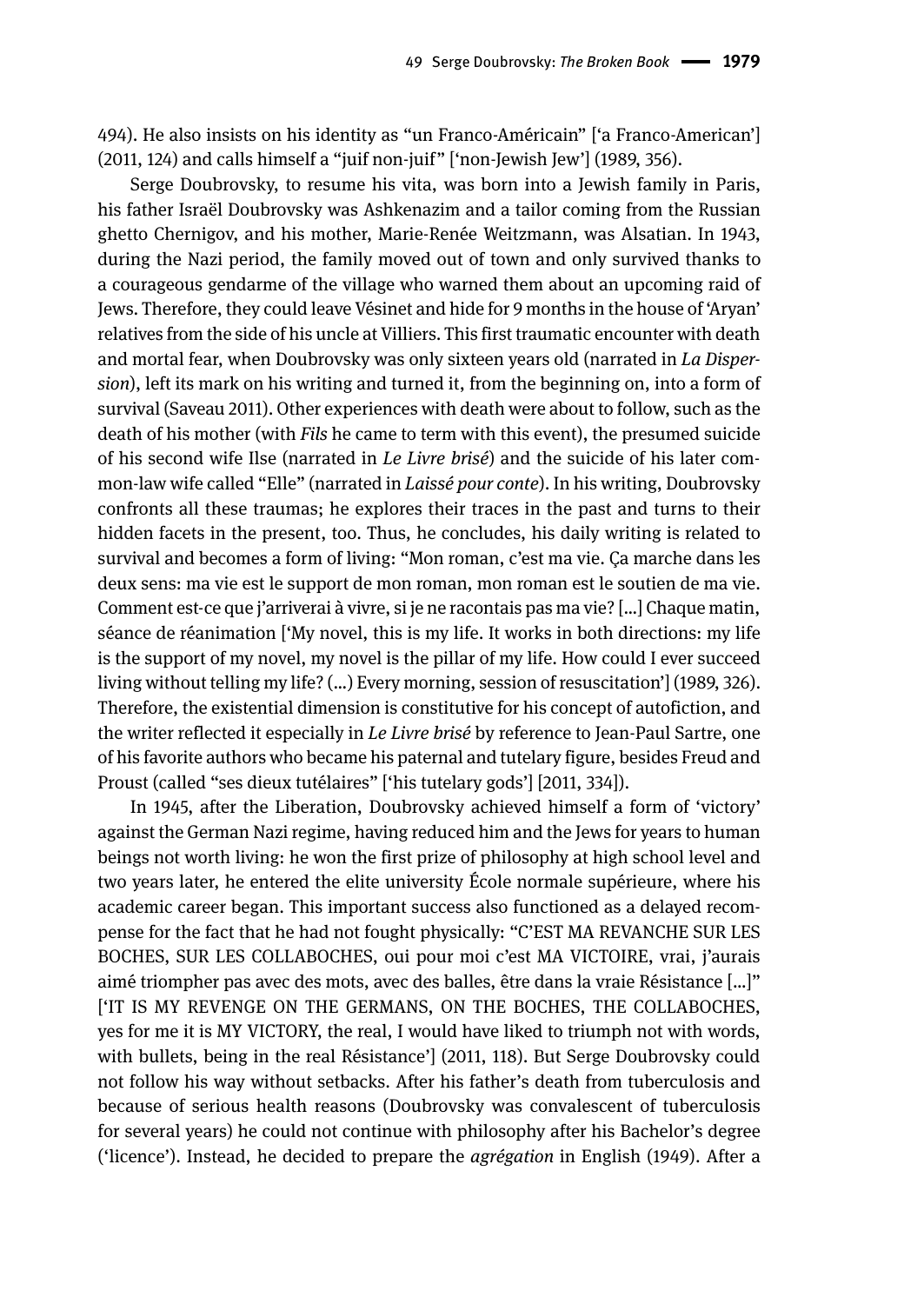494). He also insists on his identity as “un Franco-Américain” [‘a Franco-American’] (2011, 124) and calls himself a “juif non-juif” [‘non-Jewish Jew’] (1989, 356).

Serge Doubrovsky, to resume his vita, was born into a Jewish family in Paris, his father Israël Doubrovsky was Ashkenazim and a tailor coming from the Russian ghetto Chernigov, and his mother, Marie-Renée Weitzmann, was Alsatian. In 1943, during the Nazi period, the family moved out of town and only survived thanks to a courageous gendarme of the village who warned them about an upcoming raid of Jews. Therefore, they could leave Vésinet and hide for 9 months in the house of ‘Aryan’ relatives from the side of his uncle at Villiers. This first traumatic encounter with death and mortal fear, when Doubrovsky was only sixteen years old (narrated in *La Dispersion*), left its mark on his writing and turned it, from the beginning on, into a form of survival (Saveau 2011). Other experiences with death were about to follow, such as the death of his mother (with *Fils* he came to term with this event), the presumed suicide of his second wife Ilse (narrated in *Le Livre brisé*) and the suicide of his later common-law wife called “Elle” (narrated in *Laissé pour conte*). In his writing, Doubrovsky confronts all these traumas; he explores their traces in the past and turns to their hidden facets in the present, too. Thus, he concludes, his daily writing is related to survival and becomes a form of living: “Mon roman, c’est ma vie. Ça marche dans les deux sens: ma vie est le support de mon roman, mon roman est le soutien de ma vie. Comment est-ce que j’arriverai à vivre, si je ne racontais pas ma vie? […] Chaque matin, séance de réanimation [‘My novel, this is my life. It works in both directions: my life is the support of my novel, my novel is the pillar of my life. How could I ever succeed living without telling my life? (…) Every morning, session of resuscitation’] (1989, 326). Therefore, the existential dimension is constitutive for his concept of autofiction, and the writer reflected it especially in *Le Livre brisé* by reference to Jean-Paul Sartre, one of his favorite authors who became his paternal and tutelary figure, besides Freud and Proust (called “ses dieux tutélaires” [‘his tutelary gods’] [2011, 334]).

In 1945, after the Liberation, Doubrovsky achieved himself a form of ‘victory’ against the German Nazi regime, having reduced him and the Jews for years to human beings not worth living: he won the first prize of philosophy at high school level and two years later, he entered the elite university École normale supérieure, where his academic career began. This important success also functioned as a delayed recompense for the fact that he had not fought physically: “C’EST MA REVANCHE SUR LES BOCHES, SUR LES COLLABOCHES, oui pour moi c’est MA VICTOIRE, vrai, j’aurais aimé triompher pas avec des mots, avec des balles, être dans la vraie Résistance […]” [‘IT IS MY REVENGE ON THE GERMANS, ON THE BOCHES, THE COLLABOCHES, yes for me it is MY VICTORY, the real, I would have liked to triumph not with words, with bullets, being in the real Résistance’] (2011, 118). But Serge Doubrovsky could not follow his way without setbacks. After his father’s death from tuberculosis and because of serious health reasons (Doubrovsky was convalescent of tuberculosis for several years) he could not continue with philosophy after his Bachelor’s degree (‘licence’). Instead, he decided to prepare the *agrégation* in English (1949). After a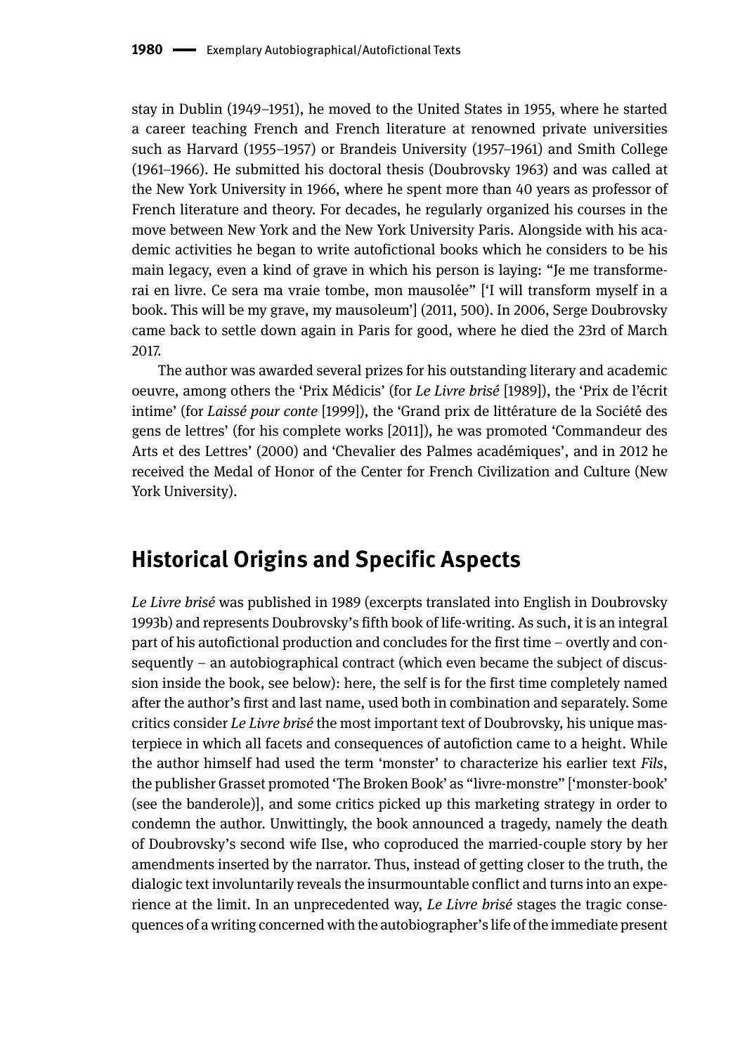stay in Dublin (1949–1951), he moved to the United States in 1955, where he started a career teaching French and French literature at renowned private universities such as Harvard (1955–1957) or Brandeis University (1957–1961) and Smith College (1961–1966). He submitted his doctoral thesis (Doubrovsky 1963) and was called at the New York University in 1966, where he spent more than 40 years as professor of French literature and theory. For decades, he regularly organized his courses in the move between New York and the New York University Paris. Alongside with his academic activities he began to write autofictional books which he considers to be his main legacy, even a kind of grave in which his person is laying: "Je me transformerai en livre. Ce sera ma vraie tombe, mon mausolée" ['I will transform myself in a book. This will be my grave, my mausoleum'] (2011, 500). In 2006, Serge Doubrovsky came back to settle down again in Paris for good, where he died the 23rd of March 2017.

The author was awarded several prizes for his outstanding literary and academic oeuvre, among others the 'Prix Médicis' (for *Le Livre brisé* [1989]), the 'Prix de l'écrit intime' (for *Laissé pour conte* [1999]), the 'Grand prix de littérature de la Société des gens de lettres' (for his complete works [2011]), he was promoted 'Commandeur des Arts et des Lettres' (2000) and 'Chevalier des Palmes académiques', and in 2012 he received the Medal of Honor of the Center for French Civilization and Culture (New York University).

## Historical Origins and Specific Aspects

*Le Livre brisé* was published in 1989 (excerpts translated into English in Doubrovsky 1993b) and represents Doubrovsky's fifth book of life-writing. As such, it is an integral part of his autofictional production and concludes for the first time – overtly and consequently – an autobiographical contract (which even became the subject of discussion inside the book, see below): here, the self is for the first time completely named after the author's first and last name, used both in combination and separately. Some critics consider *Le Livre brisé* the most important text of Doubrovsky, his unique masterpiece in which all facets and consequences of autofiction came to a height. While the author himself had used the term 'monster' to characterize his earlier text *Fils*, the publisher Grasset promoted 'The Broken Book' as "livre-monstre" ['monster-book' (see the banderole)], and some critics picked up this marketing strategy in order to condemn the author. Unwittingly, the book announced a tragedy, namely the death of Doubrovsky's second wife Ilse, who coproduced the married-couple story by her amendments inserted by the narrator. Thus, instead of getting closer to the truth, the dialogic text involuntarily reveals the insurmountable conflict and turns into an experience at the limit. In an unprecedented way, *Le Livre brisé* stages the tragic consequences of a writing concerned with the autobiographer's life of the immediate present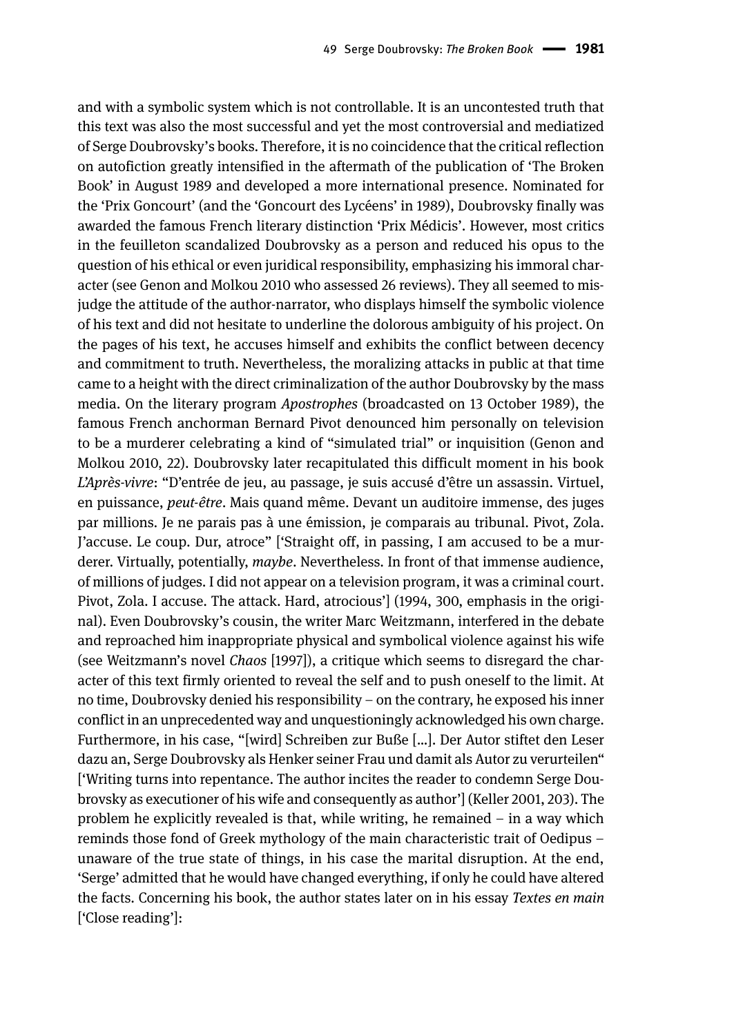and with a symbolic system which is not controllable. It is an uncontested truth that this text was also the most successful and yet the most controversial and mediatized of Serge Doubrovsky's books. Therefore, it is no coincidence that the critical reflection on autofiction greatly intensified in the aftermath of the publication of 'The Broken Book' in August 1989 and developed a more international presence. Nominated for the 'Prix Goncourt' (and the 'Goncourt des Lycéens' in 1989), Doubrovsky finally was awarded the famous French literary distinction 'Prix Médicis'. However, most critics in the feuilleton scandalized Doubrovsky as a person and reduced his opus to the question of his ethical or even juridical responsibility, emphasizing his immoral character (see Genon and Molkou 2010 who assessed 26 reviews). They all seemed to misjudge the attitude of the author-narrator, who displays himself the symbolic violence of his text and did not hesitate to underline the dolorous ambiguity of his project. On the pages of his text, he accuses himself and exhibits the conflict between decency and commitment to truth. Nevertheless, the moralizing attacks in public at that time came to a height with the direct criminalization of the author Doubrovsky by the mass media. On the literary program *Apostrophes* (broadcasted on 13 October 1989), the famous French anchorman Bernard Pivot denounced him personally on television to be a murderer celebrating a kind of "simulated trial" or inquisition (Genon and Molkou 2010, 22). Doubrovsky later recapitulated this difficult moment in his book *L'Après-vivre*: "D'entrée de jeu, au passage, je suis accusé d'être un assassin. Virtuel, en puissance, *peut-être*. Mais quand même. Devant un auditoire immense, des juges par millions. Je ne parais pas à une émission, je comparais au tribunal. Pivot, Zola. J'accuse. Le coup. Dur, atroce" ['Straight off, in passing, I am accused to be a murderer. Virtually, potentially, *maybe*. Nevertheless. In front of that immense audience, of millions of judges. I did not appear on a television program, it was a criminal court. Pivot, Zola. I accuse. The attack. Hard, atrocious'] (1994, 300, emphasis in the original). Even Doubrovsky's cousin, the writer Marc Weitzmann, interfered in the debate and reproached him inappropriate physical and symbolical violence against his wife (see Weitzmann's novel *Chaos* [1997]), a critique which seems to disregard the character of this text firmly oriented to reveal the self and to push oneself to the limit. At no time, Doubrovsky denied his responsibility – on the contrary, he exposed his inner conflict in an unprecedented way and unquestioningly acknowledged his own charge. Furthermore, in his case, "[wird] Schreiben zur Buße [...]. Der Autor stiftet den Leser dazu an, Serge Doubrovsky als Henker seiner Frau und damit als Autor zu verurteilen" ['Writing turns into repentance. The author incites the reader to condemn Serge Doubrovsky as executioner of his wife and consequently as author'] (Keller 2001, 203). The problem he explicitly revealed is that, while writing, he remained – in a way which reminds those fond of Greek mythology of the main characteristic trait of Oedipus – unaware of the true state of things, in his case the marital disruption. At the end, 'Serge' admitted that he would have changed everything, if only he could have altered the facts. Concerning his book, the author states later on in his essay *Textes en main* ['Close reading']: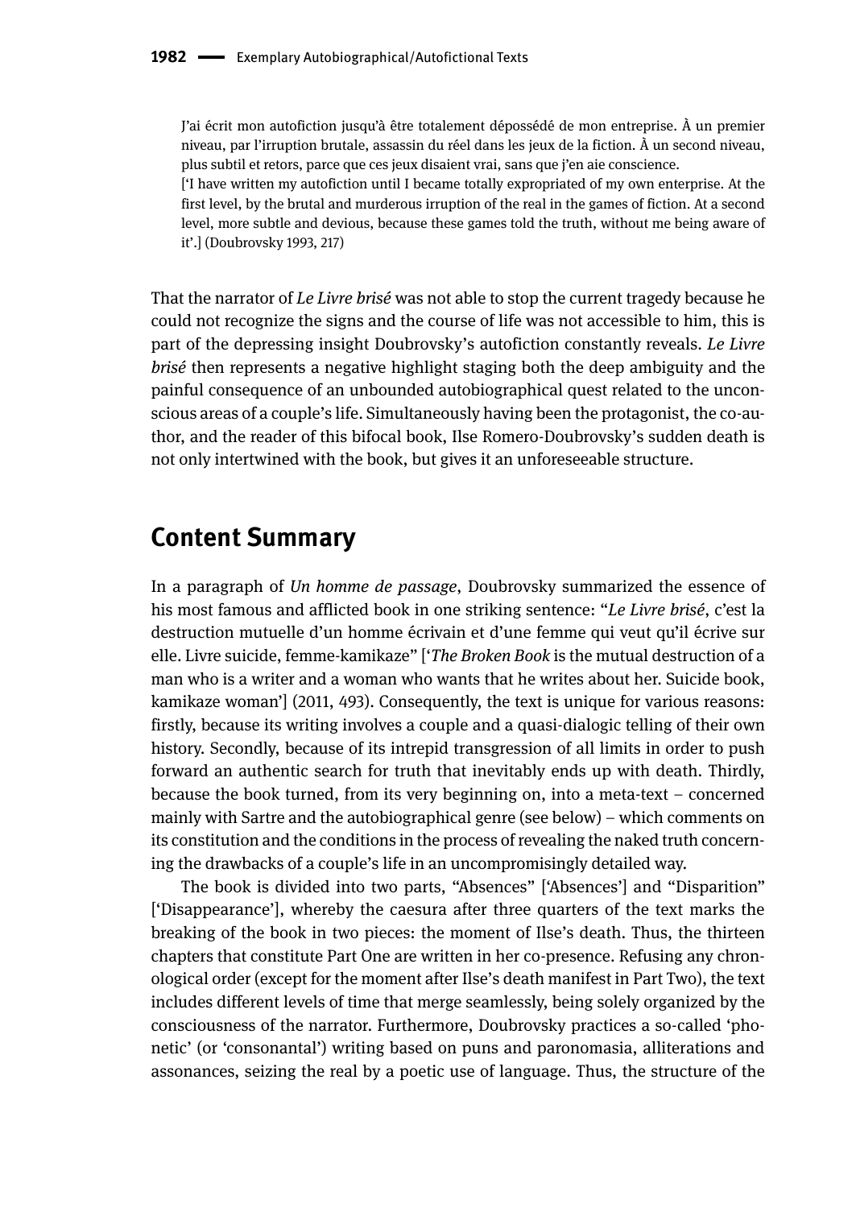> J'ai écrit mon autofiction jusqu'à être totalement dépossédé de mon entreprise. À un premier niveau, par l'irruption brutale, assassin du réel dans les jeux de la fiction. À un second niveau, plus subtil et retors, parce que ces jeux disaient vrai, sans que j'en aie conscience.
> ['I have written my autofiction until I became totally expropriated of my own enterprise. At the first level, by the brutal and murderous irruption of the real in the games of fiction. At a second level, more subtle and devious, because these games told the truth, without me being aware of it'.] (Doubrovsky 1993, 217)

That the narrator of *Le Livre brisé* was not able to stop the current tragedy because he could not recognize the signs and the course of life was not accessible to him, this is part of the depressing insight Doubrovsky's autofiction constantly reveals. *Le Livre brisé* then represents a negative highlight staging both the deep ambiguity and the painful consequence of an unbounded autobiographical quest related to the unconscious areas of a couple's life. Simultaneously having been the protagonist, the co-author, and the reader of this bifocal book, Ilse Romero-Doubrovsky's sudden death is not only intertwined with the book, but gives it an unforeseeable structure.

## Content Summary

In a paragraph of *Un homme de passage*, Doubrovsky summarized the essence of his most famous and afflicted book in one striking sentence: "*Le Livre brisé*, c'est la destruction mutuelle d'un homme écrivain et d'une femme qui veut qu'il écrive sur elle. Livre suicide, femme-kamikaze" ['*The Broken Book* is the mutual destruction of a man who is a writer and a woman who wants that he writes about her. Suicide book, kamikaze woman'] (2011, 493). Consequently, the text is unique for various reasons: firstly, because its writing involves a couple and a quasi-dialogic telling of their own history. Secondly, because of its intrepid transgression of all limits in order to push forward an authentic search for truth that inevitably ends up with death. Thirdly, because the book turned, from its very beginning on, into a meta-text – concerned mainly with Sartre and the autobiographical genre (see below) – which comments on its constitution and the conditions in the process of revealing the naked truth concerning the drawbacks of a couple's life in an uncompromisingly detailed way.

The book is divided into two parts, "Absences" ['Absences'] and "Disparition" ['Disappearance'], whereby the caesura after three quarters of the text marks the breaking of the book in two pieces: the moment of Ilse's death. Thus, the thirteen chapters that constitute Part One are written in her co-presence. Refusing any chronological order (except for the moment after Ilse's death manifest in Part Two), the text includes different levels of time that merge seamlessly, being solely organized by the consciousness of the narrator. Furthermore, Doubrovsky practices a so-called 'phonetic' (or 'consonantal') writing based on puns and paronomasia, alliterations and assonances, seizing the real by a poetic use of language. Thus, the structure of the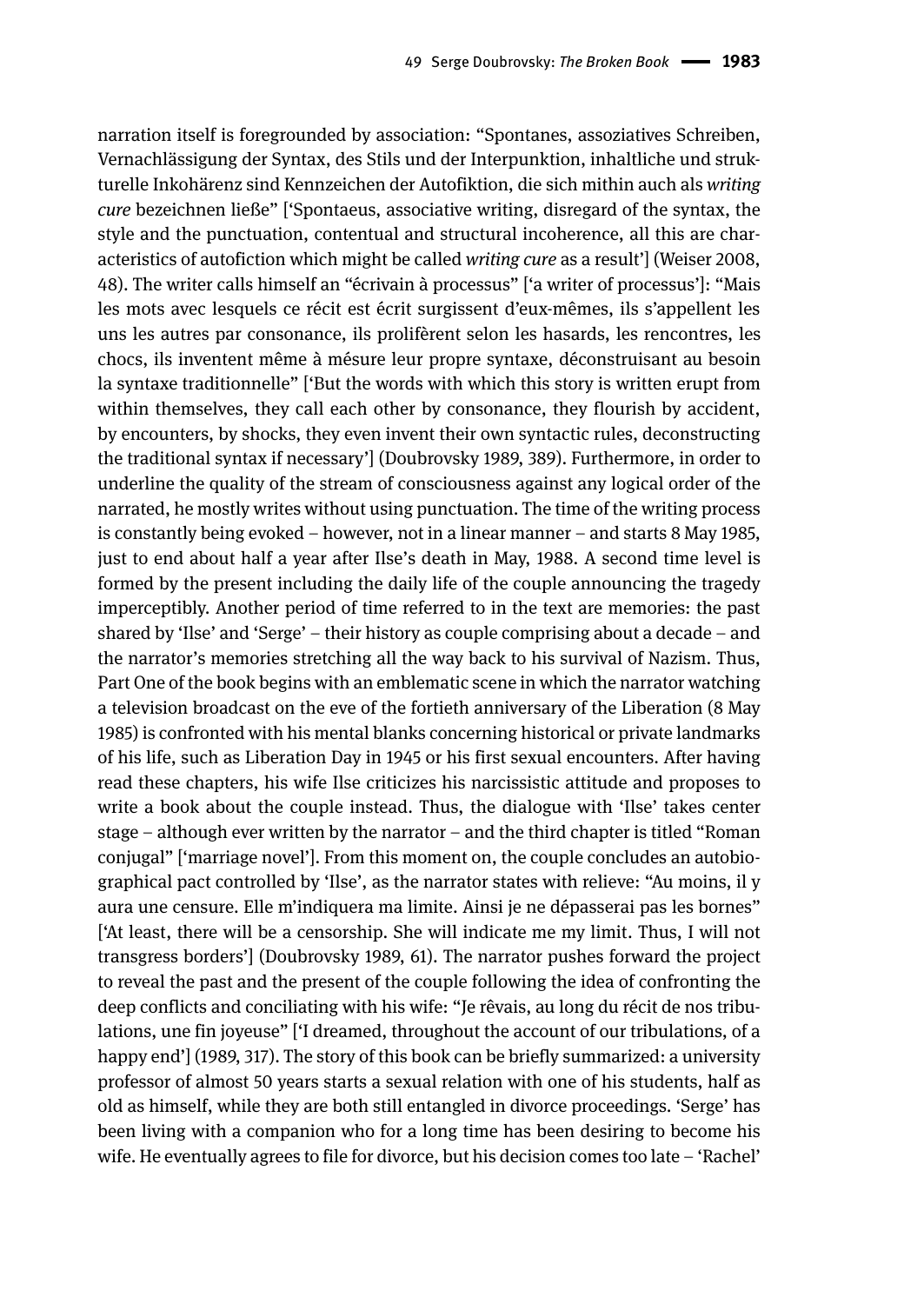narration itself is foregrounded by association: "Spontanes, assoziatives Schreiben, Vernachlässigung der Syntax, des Stils und der Interpunktion, inhaltliche und strukturelle Inkohärenz sind Kennzeichen der Autofiktion, die sich mithin auch als *writing cure* bezeichnen ließe" ['Spontaeus, associative writing, disregard of the syntax, the style and the punctuation, contentual and structural incoherence, all this are characteristics of autofiction which might be called *writing cure* as a result'] (Weiser 2008, 48). The writer calls himself an "écrivain à processus" ['a writer of processus']: "Mais les mots avec lesquels ce récit est écrit surgissent d'eux-mêmes, ils s'appellent les uns les autres par consonance, ils prolifèrent selon les hasards, les rencontres, les chocs, ils inventent même à mésure leur propre syntaxe, déconstruisant au besoin la syntaxe traditionnelle" ['But the words with which this story is written erupt from within themselves, they call each other by consonance, they flourish by accident, by encounters, by shocks, they even invent their own syntactic rules, deconstructing the traditional syntax if necessary'] (Doubrovsky 1989, 389). Furthermore, in order to underline the quality of the stream of consciousness against any logical order of the narrated, he mostly writes without using punctuation. The time of the writing process is constantly being evoked – however, not in a linear manner – and starts 8 May 1985, just to end about half a year after Ilse's death in May, 1988. A second time level is formed by the present including the daily life of the couple announcing the tragedy imperceptibly. Another period of time referred to in the text are memories: the past shared by 'Ilse' and 'Serge' – their history as couple comprising about a decade – and the narrator's memories stretching all the way back to his survival of Nazism. Thus, Part One of the book begins with an emblematic scene in which the narrator watching a television broadcast on the eve of the fortieth anniversary of the Liberation (8 May 1985) is confronted with his mental blanks concerning historical or private landmarks of his life, such as Liberation Day in 1945 or his first sexual encounters. After having read these chapters, his wife Ilse criticizes his narcissistic attitude and proposes to write a book about the couple instead. Thus, the dialogue with 'Ilse' takes center stage – although ever written by the narrator – and the third chapter is titled "Roman conjugal" ['marriage novel']. From this moment on, the couple concludes an autobiographical pact controlled by 'Ilse', as the narrator states with relieve: "Au moins, il y aura une censure. Elle m'indiquera ma limite. Ainsi je ne dépasserai pas les bornes" ['At least, there will be a censorship. She will indicate me my limit. Thus, I will not transgress borders'] (Doubrovsky 1989, 61). The narrator pushes forward the project to reveal the past and the present of the couple following the idea of confronting the deep conflicts and conciliating with his wife: "Je rêvais, au long du récit de nos tribulations, une fin joyeuse" ['I dreamed, throughout the account of our tribulations, of a happy end'] (1989, 317). The story of this book can be briefly summarized: a university professor of almost 50 years starts a sexual relation with one of his students, half as old as himself, while they are both still entangled in divorce proceedings. 'Serge' has been living with a companion who for a long time has been desiring to become his wife. He eventually agrees to file for divorce, but his decision comes too late – 'Rachel'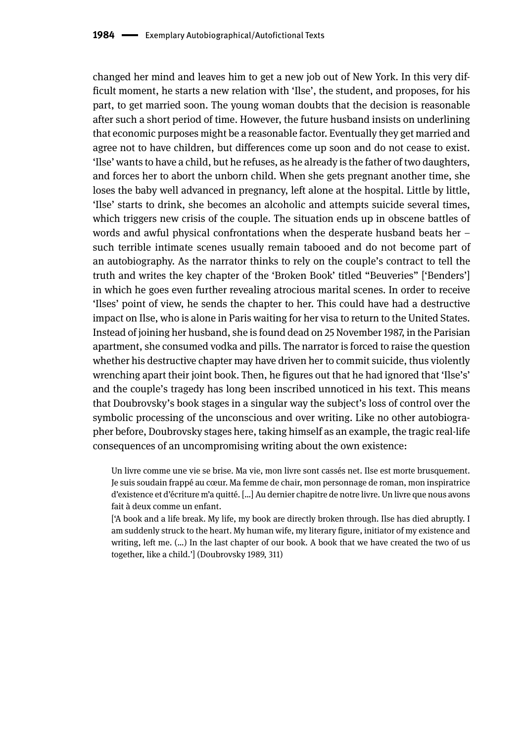changed her mind and leaves him to get a new job out of New York. In this very difficult moment, he starts a new relation with 'Ilse', the student, and proposes, for his part, to get married soon. The young woman doubts that the decision is reasonable after such a short period of time. However, the future husband insists on underlining that economic purposes might be a reasonable factor. Eventually they get married and agree not to have children, but differences come up soon and do not cease to exist. 'Ilse' wants to have a child, but he refuses, as he already is the father of two daughters, and forces her to abort the unborn child. When she gets pregnant another time, she loses the baby well advanced in pregnancy, left alone at the hospital. Little by little, 'Ilse' starts to drink, she becomes an alcoholic and attempts suicide several times, which triggers new crisis of the couple. The situation ends up in obscene battles of words and awful physical confrontations when the desperate husband beats her – such terrible intimate scenes usually remain tabooed and do not become part of an autobiography. As the narrator thinks to rely on the couple's contract to tell the truth and writes the key chapter of the 'Broken Book' titled "Beuveries" ['Benders'] in which he goes even further revealing atrocious marital scenes. In order to receive 'Ilses' point of view, he sends the chapter to her. This could have had a destructive impact on Ilse, who is alone in Paris waiting for her visa to return to the United States. Instead of joining her husband, she is found dead on 25 November 1987, in the Parisian apartment, she consumed vodka and pills. The narrator is forced to raise the question whether his destructive chapter may have driven her to commit suicide, thus violently wrenching apart their joint book. Then, he figures out that he had ignored that 'Ilse's' and the couple's tragedy has long been inscribed unnoticed in his text. This means that Doubrovsky's book stages in a singular way the subject's loss of control over the symbolic processing of the unconscious and over writing. Like no other autobiographer before, Doubrovsky stages here, taking himself as an example, the tragic real-life consequences of an uncompromising writing about the own existence:

> Un livre comme une vie se brise. Ma vie, mon livre sont cassés net. Ilse est morte brusquement. Je suis soudain frappé au cœur. Ma femme de chair, mon personnage de roman, mon inspiratrice d'existence et d'écriture m'a quitté. [...] Au dernier chapitre de notre livre. Un livre que nous avons fait à deux comme un enfant.
>
> ['A book and a life break. My life, my book are directly broken through. Ilse has died abruptly. I am suddenly struck to the heart. My human wife, my literary figure, initiator of my existence and writing, left me. (...) In the last chapter of our book. A book that we have created the two of us together, like a child.'] (Doubrovsky 1989, 311)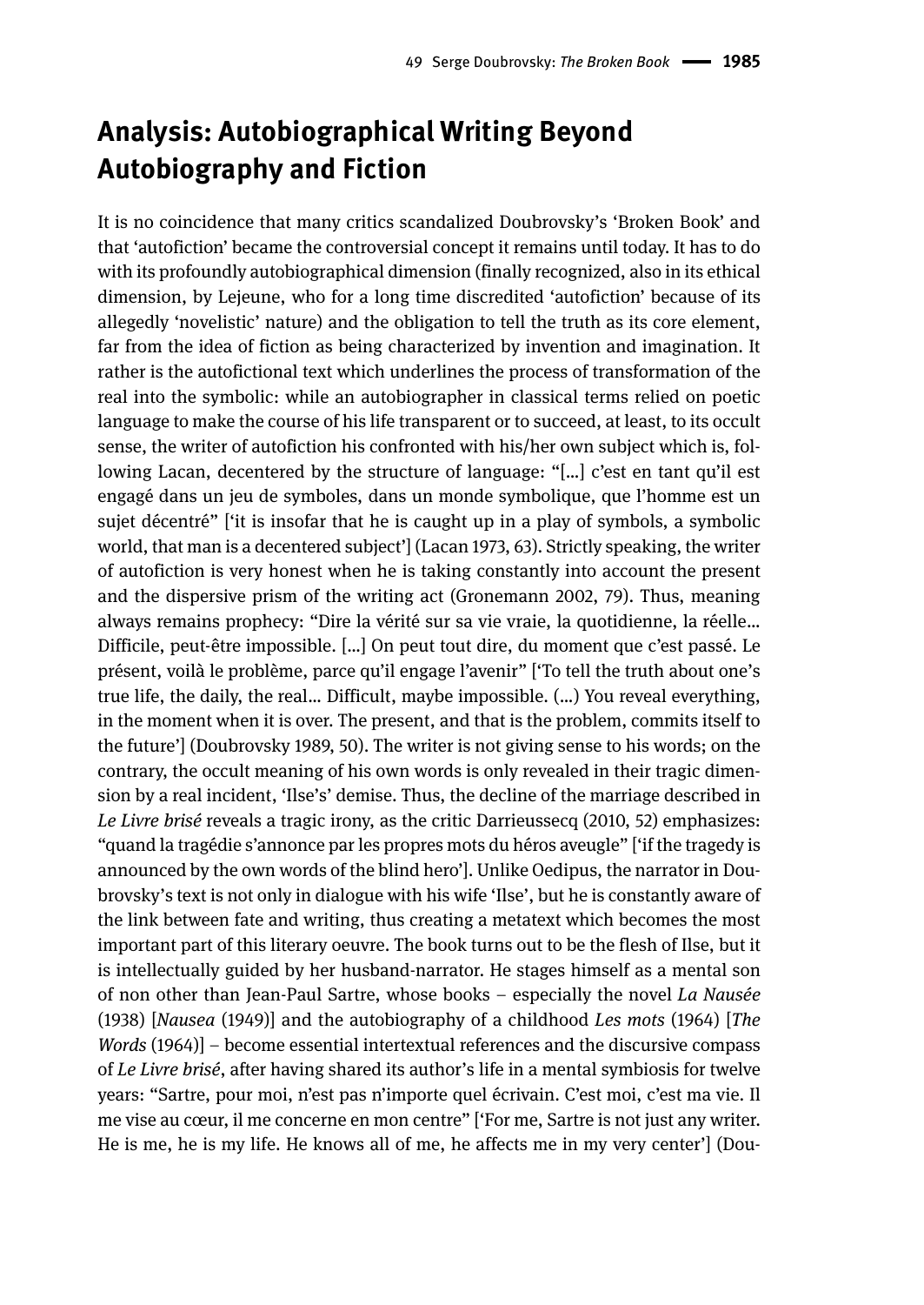## Analysis: Autobiographical Writing Beyond Autobiography and Fiction

It is no coincidence that many critics scandalized Doubrovsky's 'Broken Book' and that 'autofiction' became the controversial concept it remains until today. It has to do with its profoundly autobiographical dimension (finally recognized, also in its ethical dimension, by Lejeune, who for a long time discredited 'autofiction' because of its allegedly 'novelistic' nature) and the obligation to tell the truth as its core element, far from the idea of fiction as being characterized by invention and imagination. It rather is the autofictional text which underlines the process of transformation of the real into the symbolic: while an autobiographer in classical terms relied on poetic language to make the course of his life transparent or to succeed, at least, to its occult sense, the writer of autofiction his confronted with his/her own subject which is, following Lacan, decentered by the structure of language: "[…] c'est en tant qu'il est engagé dans un jeu de symboles, dans un monde symbolique, que l'homme est un sujet décentré" ['it is insofar that he is caught up in a play of symbols, a symbolic world, that man is a decentered subject'] (Lacan 1973, 63). Strictly speaking, the writer of autofiction is very honest when he is taking constantly into account the present and the dispersive prism of the writing act (Gronemann 2002, 79). Thus, meaning always remains prophecy: "Dire la vérité sur sa vie vraie, la quotidienne, la réelle… Difficile, peut-être impossible. […] On peut tout dire, du moment que c'est passé. Le présent, voilà le problème, parce qu'il engage l'avenir" ['To tell the truth about one's true life, the daily, the real… Difficult, maybe impossible. (…) You reveal everything, in the moment when it is over. The present, and that is the problem, commits itself to the future'] (Doubrovsky 1989, 50). The writer is not giving sense to his words; on the contrary, the occult meaning of his own words is only revealed in their tragic dimension by a real incident, 'Ilse's' demise. Thus, the decline of the marriage described in *Le Livre brisé* reveals a tragic irony, as the critic Darrieussecq (2010, 52) emphasizes: "quand la tragédie s'annonce par les propres mots du héros aveugle" ['if the tragedy is announced by the own words of the blind hero']. Unlike Oedipus, the narrator in Doubrovsky's text is not only in dialogue with his wife 'Ilse', but he is constantly aware of the link between fate and writing, thus creating a metatext which becomes the most important part of this literary oeuvre. The book turns out to be the flesh of Ilse, but it is intellectually guided by her husband-narrator. He stages himself as a mental son of non other than Jean-Paul Sartre, whose books – especially the novel *La Nausée* (1938) [*Nausea* (1949)] and the autobiography of a childhood *Les mots* (1964) [*The Words* (1964)] – become essential intertextual references and the discursive compass of *Le Livre brisé*, after having shared its author's life in a mental symbiosis for twelve years: "Sartre, pour moi, n'est pas n'importe quel écrivain. C'est moi, c'est ma vie. Il me vise au cœur, il me concerne en mon centre" ['For me, Sartre is not just any writer. He is me, he is my life. He knows all of me, he affects me in my very center'] (Dou-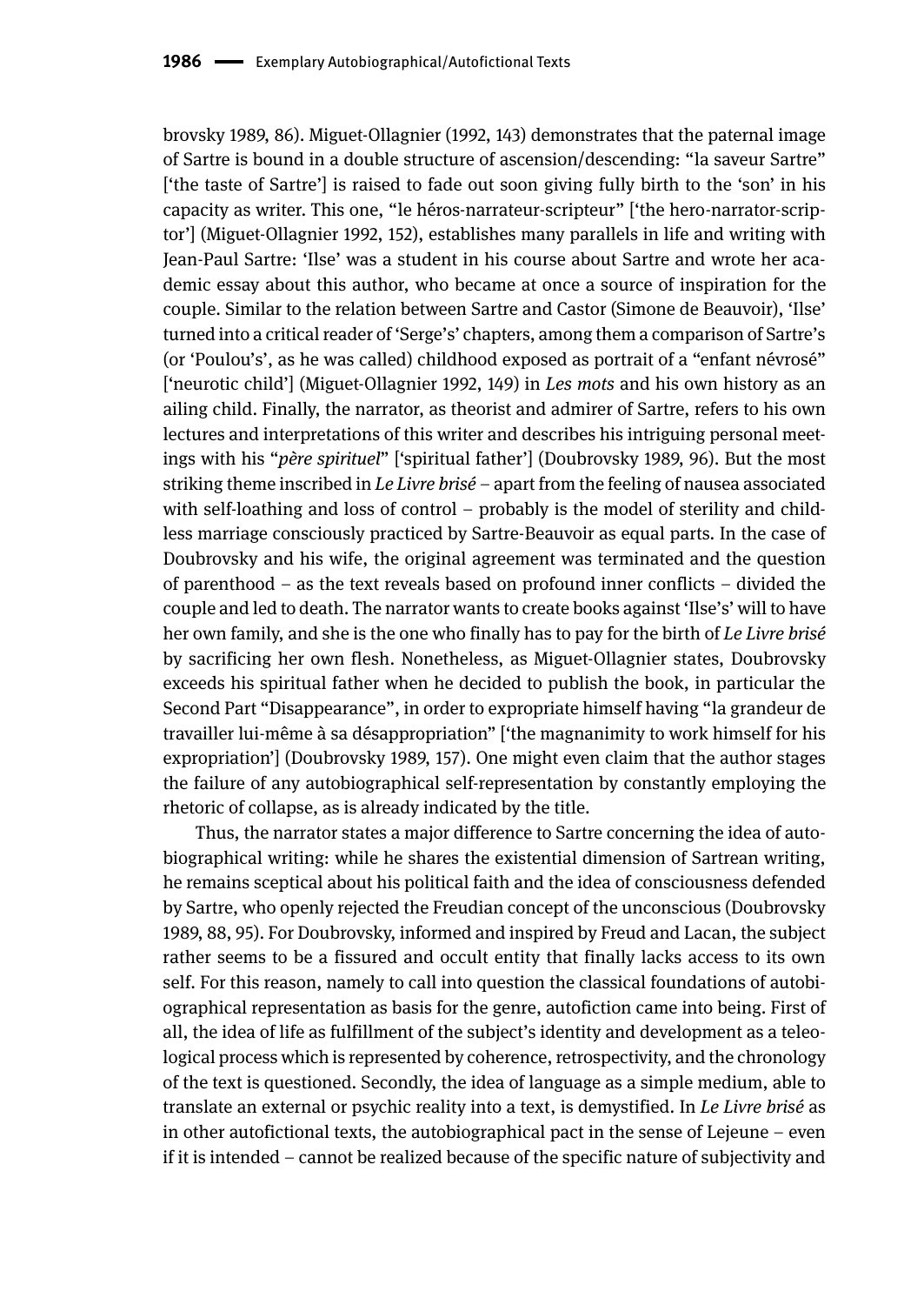brovsky 1989, 86). Miguet-Ollagnier (1992, 143) demonstrates that the paternal image of Sartre is bound in a double structure of ascension/descending: "la saveur Sartre" ['the taste of Sartre'] is raised to fade out soon giving fully birth to the 'son' in his capacity as writer. This one, "le héros-narrateur-scripteur" ['the hero-narrator-scriptor'] (Miguet-Ollagnier 1992, 152), establishes many parallels in life and writing with Jean-Paul Sartre: 'Ilse' was a student in his course about Sartre and wrote her academic essay about this author, who became at once a source of inspiration for the couple. Similar to the relation between Sartre and Castor (Simone de Beauvoir), 'Ilse' turned into a critical reader of 'Serge's' chapters, among them a comparison of Sartre's (or 'Poulou's', as he was called) childhood exposed as portrait of a "enfant névrosé" ['neurotic child'] (Miguet-Ollagnier 1992, 149) in *Les mots* and his own history as an ailing child. Finally, the narrator, as theorist and admirer of Sartre, refers to his own lectures and interpretations of this writer and describes his intriguing personal meetings with his "*père spirituel*" ['spiritual father'] (Doubrovsky 1989, 96). But the most striking theme inscribed in *Le Livre brisé* – apart from the feeling of nausea associated with self-loathing and loss of control – probably is the model of sterility and childless marriage consciously practiced by Sartre-Beauvoir as equal parts. In the case of Doubrovsky and his wife, the original agreement was terminated and the question of parenthood – as the text reveals based on profound inner conflicts – divided the couple and led to death. The narrator wants to create books against 'Ilse's' will to have her own family, and she is the one who finally has to pay for the birth of *Le Livre brisé* by sacrificing her own flesh. Nonetheless, as Miguet-Ollagnier states, Doubrovsky exceeds his spiritual father when he decided to publish the book, in particular the Second Part "Disappearance", in order to expropriate himself having "la grandeur de travailler lui-même à sa désappropriation" ['the magnanimity to work himself for his expropriation'] (Doubrovsky 1989, 157). One might even claim that the author stages the failure of any autobiographical self-representation by constantly employing the rhetoric of collapse, as is already indicated by the title.

Thus, the narrator states a major difference to Sartre concerning the idea of autobiographical writing: while he shares the existential dimension of Sartrean writing, he remains sceptical about his political faith and the idea of consciousness defended by Sartre, who openly rejected the Freudian concept of the unconscious (Doubrovsky 1989, 88, 95). For Doubrovsky, informed and inspired by Freud and Lacan, the subject rather seems to be a fissured and occult entity that finally lacks access to its own self. For this reason, namely to call into question the classical foundations of autobiographical representation as basis for the genre, autofiction came into being. First of all, the idea of life as fulfillment of the subject's identity and development as a teleological process which is represented by coherence, retrospectivity, and the chronology of the text is questioned. Secondly, the idea of language as a simple medium, able to translate an external or psychic reality into a text, is demystified. In *Le Livre brisé* as in other autofictional texts, the autobiographical pact in the sense of Lejeune – even if it is intended – cannot be realized because of the specific nature of subjectivity and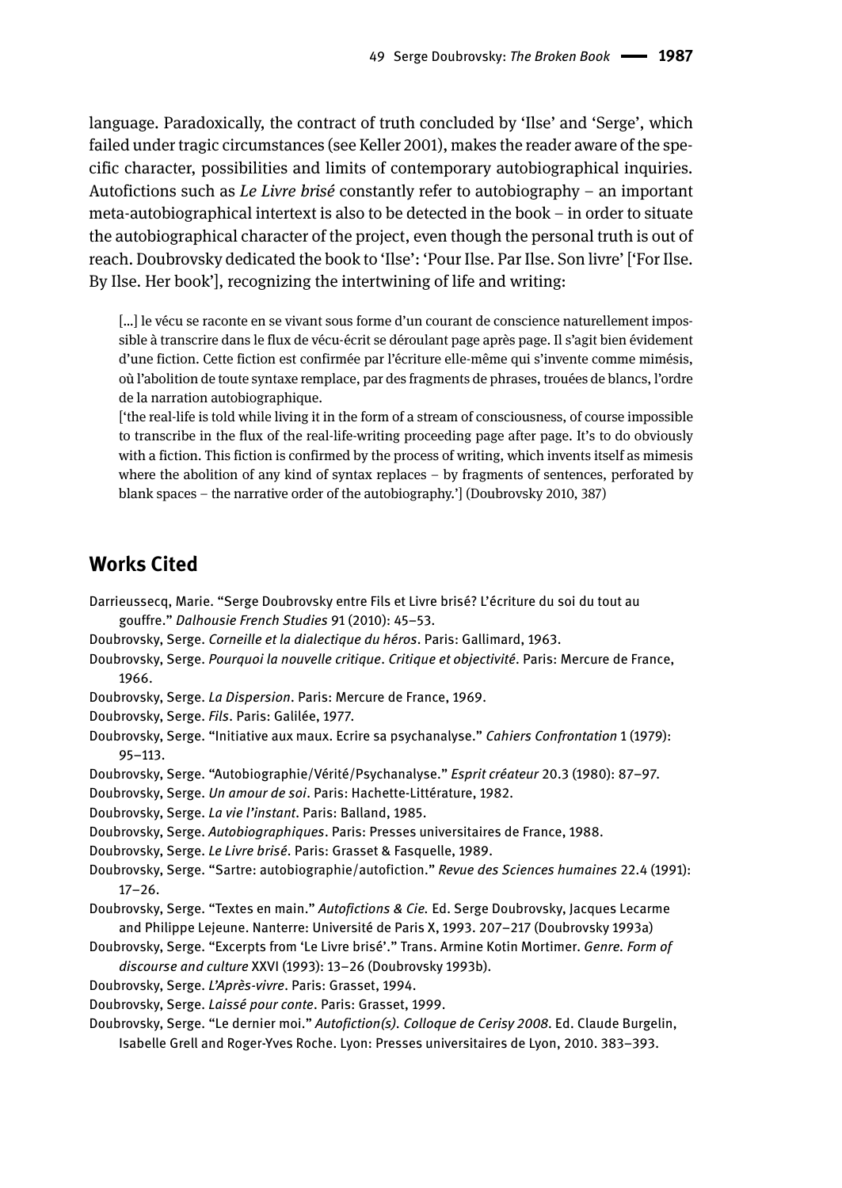language. Paradoxically, the contract of truth concluded by 'Ilse' and 'Serge', which failed under tragic circumstances (see Keller 2001), makes the reader aware of the specific character, possibilities and limits of contemporary autobiographical inquiries. Autofictions such as *Le Livre brisé* constantly refer to autobiography – an important meta-autobiographical intertext is also to be detected in the book – in order to situate the autobiographical character of the project, even though the personal truth is out of reach. Doubrovsky dedicated the book to 'Ilse': 'Pour Ilse. Par Ilse. Son livre' ['For Ilse. By Ilse. Her book'], recognizing the intertwining of life and writing:

> [...] le vécu se raconte en se vivant sous forme d'un courant de conscience naturellement impossible à transcrire dans le flux de vécu-écrit se déroulant page après page. Il s'agit bien évidement d'une fiction. Cette fiction est confirmée par l'écriture elle-même qui s'invente comme mimésis, où l'abolition de toute syntaxe remplace, par des fragments de phrases, trouées de blancs, l'ordre de la narration autobiographique.
>
> ['the real-life is told while living it in the form of a stream of consciousness, of course impossible to transcribe in the flux of the real-life-writing proceeding page after page. It's to do obviously with a fiction. This fiction is confirmed by the process of writing, which invents itself as mimesis where the abolition of any kind of syntax replaces – by fragments of sentences, perforated by blank spaces – the narrative order of the autobiography.'] (Doubrovsky 2010, 387)

## Works Cited

Darrieussecq, Marie. "Serge Doubrovsky entre Fils et Livre brisé? L'écriture du soi du tout au gouffre." *Dalhousie French Studies* 91 (2010): 45–53.

Doubrovsky, Serge. *Corneille et la dialectique du héros*. Paris: Gallimard, 1963.

Doubrovsky, Serge. *Pourquoi la nouvelle critique*. *Critique et objectivité*. Paris: Mercure de France, 1966.

Doubrovsky, Serge. *La Dispersion*. Paris: Mercure de France, 1969.

Doubrovsky, Serge. *Fils*. Paris: Galilée, 1977.

Doubrovsky, Serge. "Initiative aux maux. Ecrire sa psychanalyse." *Cahiers Confrontation* 1 (1979): 95–113.

Doubrovsky, Serge. "Autobiographie/Vérité/Psychanalyse." *Esprit créateur* 20.3 (1980): 87–97.

Doubrovsky, Serge. *Un amour de soi*. Paris: Hachette-Littérature, 1982.

Doubrovsky, Serge. *La vie l'instant*. Paris: Balland, 1985.

Doubrovsky, Serge. *Autobiographiques*. Paris: Presses universitaires de France, 1988.

Doubrovsky, Serge. *Le Livre brisé*. Paris: Grasset & Fasquelle, 1989.

Doubrovsky, Serge. "Sartre: autobiographie/autofiction." *Revue des Sciences humaines* 22.4 (1991): 17–26.

Doubrovsky, Serge. "Textes en main." *Autofictions & Cie.* Ed. Serge Doubrovsky, Jacques Lecarme and Philippe Lejeune. Nanterre: Université de Paris X, 1993. 207–217 (Doubrovsky 1993a)

Doubrovsky, Serge. "Excerpts from 'Le Livre brisé'." Trans. Armine Kotin Mortimer. *Genre. Form of discourse and culture* XXVI (1993): 13–26 (Doubrovsky 1993b).

Doubrovsky, Serge. *L'Après-vivre*. Paris: Grasset, 1994.

Doubrovsky, Serge. *Laissé pour conte*. Paris: Grasset, 1999.

Doubrovsky, Serge. "Le dernier moi." *Autofiction(s). Colloque de Cerisy 2008*. Ed. Claude Burgelin, Isabelle Grell and Roger-Yves Roche. Lyon: Presses universitaires de Lyon, 2010. 383–393.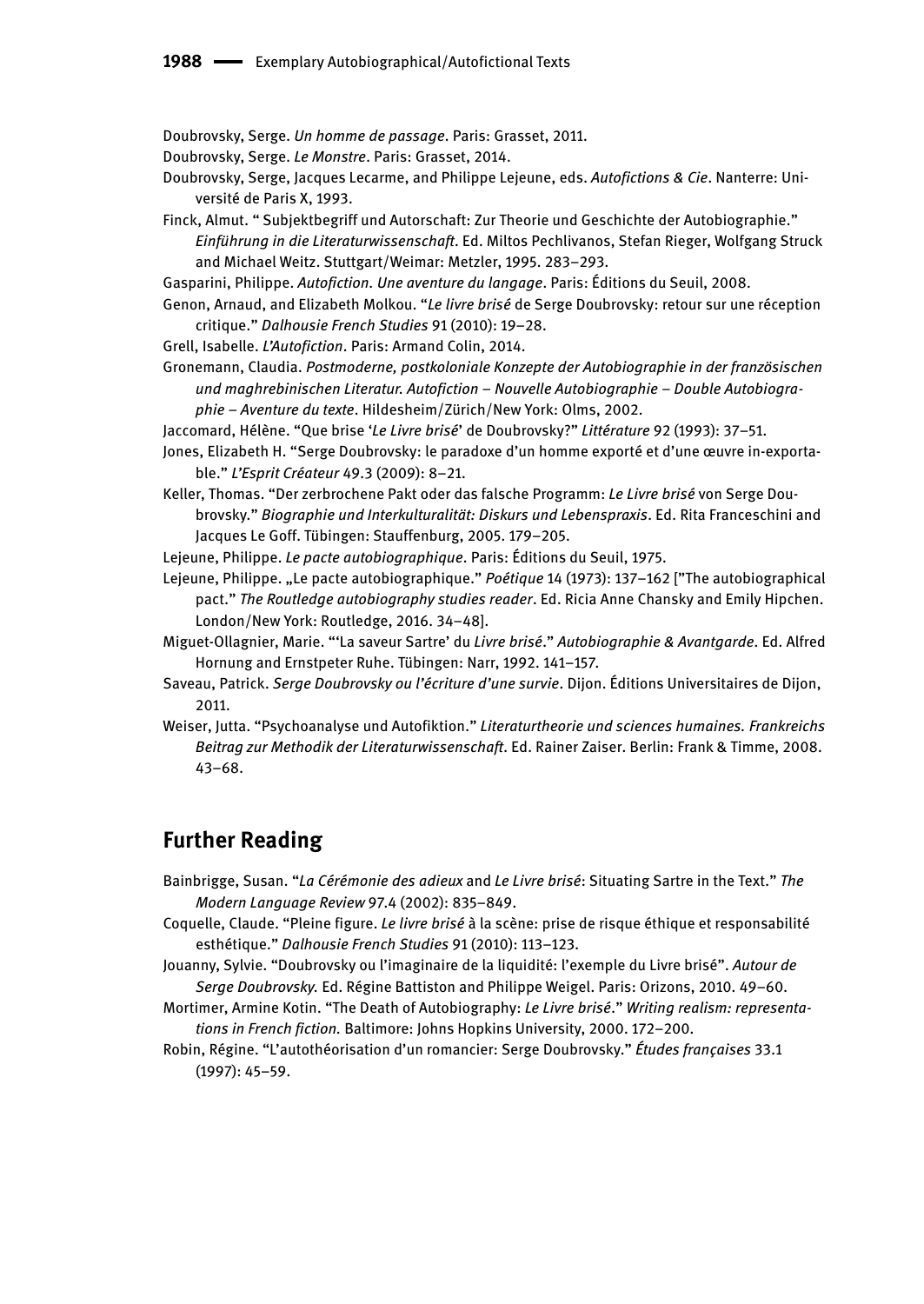Doubrovsky, Serge. *Un homme de passage*. Paris: Grasset, 2011.

Doubrovsky, Serge. *Le Monstre*. Paris: Grasset, 2014.

Doubrovsky, Serge, Jacques Lecarme, and Philippe Lejeune, eds. *Autofictions & Cie*. Nanterre: Université de Paris X, 1993.

Finck, Almut. " Subjektbegriff und Autorschaft: Zur Theorie und Geschichte der Autobiographie." *Einführung in die Literaturwissenschaft*. Ed. Miltos Pechlivanos, Stefan Rieger, Wolfgang Struck and Michael Weitz. Stuttgart/Weimar: Metzler, 1995. 283–293.

Gasparini, Philippe. *Autofiction. Une aventure du langage*. Paris: Éditions du Seuil, 2008.

Genon, Arnaud, and Elizabeth Molkou. "*Le livre brisé* de Serge Doubrovsky: retour sur une réception critique." *Dalhousie French Studies* 91 (2010): 19–28.

Grell, Isabelle. *L'Autofiction*. Paris: Armand Colin, 2014.

Gronemann, Claudia. *Postmoderne, postkoloniale Konzepte der Autobiographie in der französischen und maghrebinischen Literatur. Autofiction – Nouvelle Autobiographie – Double Autobiographie – Aventure du texte*. Hildesheim/Zürich/New York: Olms, 2002.

Jaccomard, Hélène. "Que brise '*Le Livre brisé*' de Doubrovsky?" *Littérature* 92 (1993): 37–51.

Jones, Elizabeth H. "Serge Doubrovsky: le paradoxe d'un homme exporté et d'une œuvre in-exportable." *L'Esprit Créateur* 49.3 (2009): 8–21.

Keller, Thomas. "Der zerbrochene Pakt oder das falsche Programm: *Le Livre brisé* von Serge Doubrovsky." *Biographie und Interkulturalität: Diskurs und Lebenspraxis*. Ed. Rita Franceschini and Jacques Le Goff. Tübingen: Stauffenburg, 2005. 179–205.

Lejeune, Philippe. *Le pacte autobiographique*. Paris: Éditions du Seuil, 1975.

Lejeune, Philippe. „Le pacte autobiographique." *Poétique* 14 (1973): 137–162 ["The autobiographical pact." *The Routledge autobiography studies reader*. Ed. Ricia Anne Chansky and Emily Hipchen. London/New York: Routledge, 2016. 34–48].

Miguet-Ollagnier, Marie. "'La saveur Sartre' du *Livre brisé*." *Autobiographie & Avantgarde*. Ed. Alfred Hornung and Ernstpeter Ruhe. Tübingen: Narr, 1992. 141–157.

Saveau, Patrick. *Serge Doubrovsky ou l'écriture d'une survie*. Dijon. Éditions Universitaires de Dijon, 2011.

Weiser, Jutta. "Psychoanalyse und Autofiktion." *Literaturtheorie und sciences humaines. Frankreichs Beitrag zur Methodik der Literaturwissenschaft*. Ed. Rainer Zaiser. Berlin: Frank & Timme, 2008. 43–68.

## Further Reading

Bainbrigge, Susan. "*La Cérémonie des adieux* and *Le Livre brisé*: Situating Sartre in the Text." *The Modern Language Review* 97.4 (2002): 835–849.

Coquelle, Claude. "Pleine figure. *Le livre brisé* à la scène: prise de risque éthique et responsabilité esthétique." *Dalhousie French Studies* 91 (2010): 113–123.

Jouanny, Sylvie. "Doubrovsky ou l'imaginaire de la liquidité: l'exemple du Livre brisé". *Autour de Serge Doubrovsky.* Ed. Régine Battiston and Philippe Weigel. Paris: Orizons, 2010. 49–60.

Mortimer, Armine Kotin. "The Death of Autobiography: *Le Livre brisé*." *Writing realism: representations in French fiction.* Baltimore: Johns Hopkins University, 2000. 172–200.

Robin, Régine. "L'autothéorisation d'un romancier: Serge Doubrovsky." *Études françaises* 33.1 (1997): 45–59.